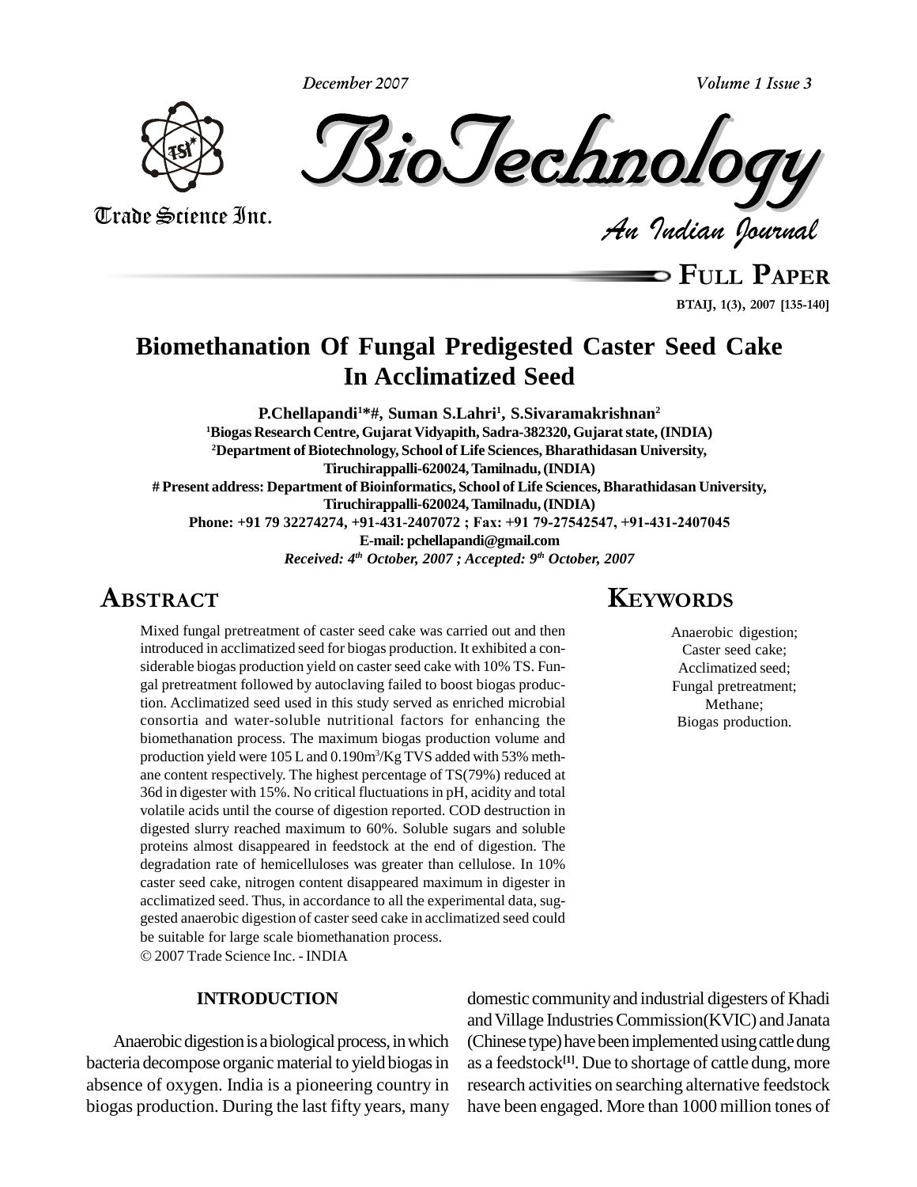# Biomethanation Of Fungal Predigested Caster Seed Cake In Acclimatized Seed

**P.Chellapandi[1]*#, Suman S.Lahri[1], S.Sivaramakrishnan[2]**

[1]Biogas Research Centre, Gujarat Vidyapith, Sadra-382320, Gujarat state, (INDIA)

[2]Department of Biotechnology, School of Life Sciences, Bharathidasan University, Tiruchirappalli-620024, Tamilnadu, (INDIA)

# Present address: Department of Bioinformatics, School of Life Sciences, Bharathidasan University, Tiruchirappalli-620024, Tamilnadu, (INDIA)

Phone: +91 79 32274274, +91-431-2407072 ; Fax: +91 79-27542547, +91-431-2407045

E-mail: pchellapandi@gmail.com

*Received: 4th October, 2007 ; Accepted: 9th October, 2007*

## ABSTRACT

Mixed fungal pretreatment of caster seed cake was carried out and then introduced in acclimatized seed for biogas production. It exhibited a considerable biogas production yield on caster seed cake with 10% TS. Fungal pretreatment followed by autoclaving failed to boost biogas production. Acclimatized seed used in this study served as enriched microbial consortia and water-soluble nutritional factors for enhancing the biomethanation process. The maximum biogas production volume and production yield were 105 L and 0.190m$^3$/Kg TVS added with 53% methane content respectively. The highest percentage of TS(79%) reduced at 36d in digester with 15%. No critical fluctuations in pH, acidity and total volatile acids until the course of digestion reported. COD destruction in digested slurry reached maximum to 60%. Soluble sugars and soluble proteins almost disappeared in feedstock at the end of digestion. The degradation rate of hemicelluloses was greater than cellulose. In 10% caster seed cake, nitrogen content disappeared maximum in digester in acclimatized seed. Thus, in accordance to all the experimental data, suggested anaerobic digestion of caster seed cake in acclimatized seed could be suitable for large scale biomethanation process.

© 2007 Trade Science Inc. - INDIA

## KEYWORDS

Anaerobic digestion;
Caster seed cake;
Acclimatized seed;
Fungal pretreatment;
Methane;
Biogas production.

## INTRODUCTION

Anaerobic digestion is a biological process, in which bacteria decompose organic material to yield biogas in absence of oxygen. India is a pioneering country in biogas production. During the last fifty years, many domestic community and industrial digesters of Khadi and Village Industries Commission(KVIC) and Janata (Chinese type) have been implemented using cattle dung as a feedstock[1]. Due to shortage of cattle dung, more research activities on searching alternative feedstock have been engaged. More than 1000 million tones of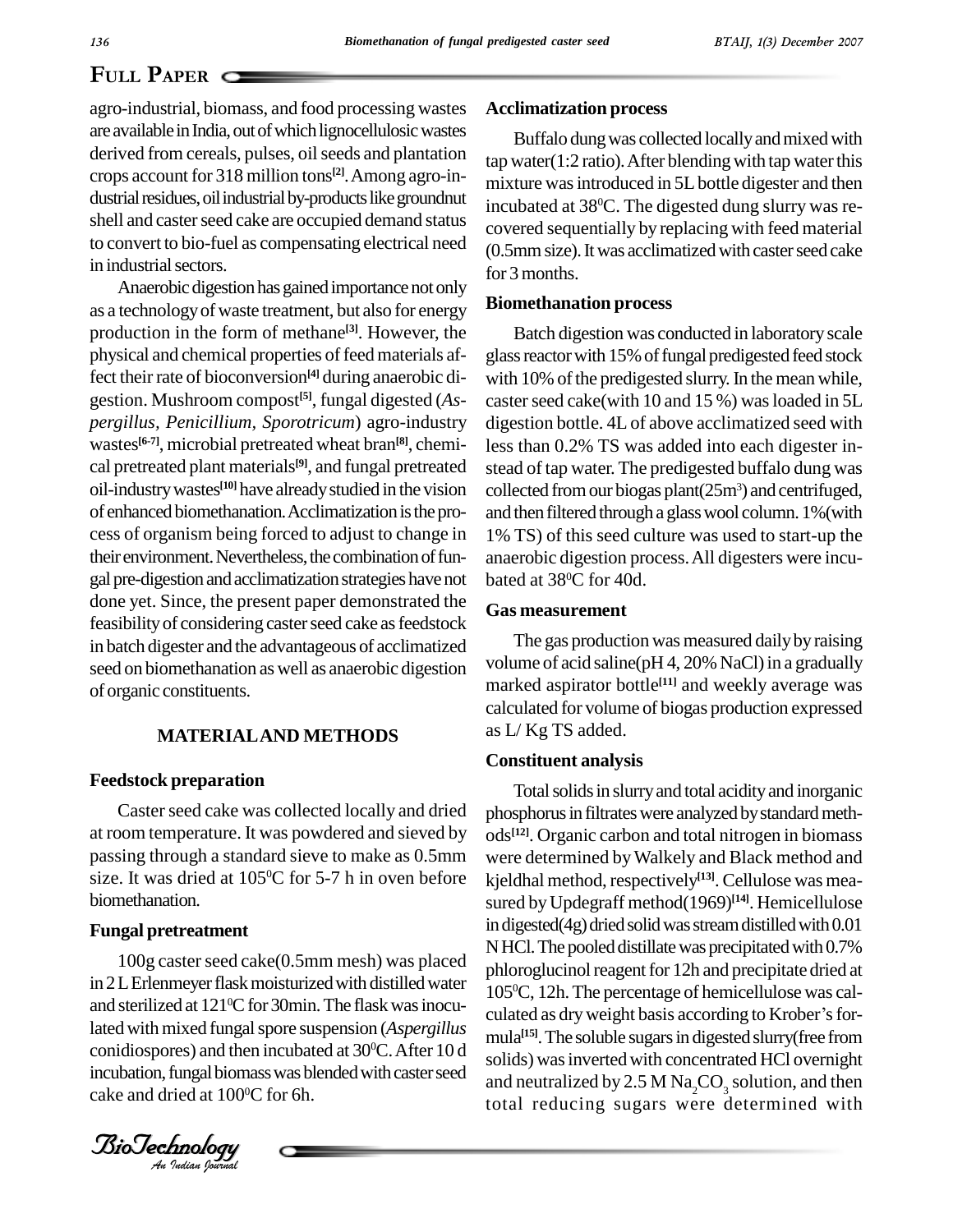agro-industrial, biomass, and food processing wastes are available in India, out of which lignocellulosic wastes derived from cereals, pulses, oil seeds and plantation crops account for 318 million tons[2]. Among agro-industrial residues, oil industrial by-products like groundnut shell and caster seed cake are occupied demand status to convert to bio-fuel as compensating electrical need in industrial sectors.

Anaerobic digestion has gained importance not only as a technology of waste treatment, but also for energy production in the form of methane[3]. However, the physical and chemical properties of feed materials affect their rate of bioconversion[4] during anaerobic digestion. Mushroom compost[5], fungal digested (*Aspergillus, Penicillium, Sporotricum*) agro-industry wastes[6-7], microbial pretreated wheat bran[8], chemical pretreated plant materials[9], and fungal pretreated oil-industry wastes[10] have already studied in the vision of enhanced biomethanation. Acclimatization is the process of organism being forced to adjust to change in their environment. Nevertheless, the combination of fungal pre-digestion and acclimatization strategies have not done yet. Since, the present paper demonstrated the feasibility of considering caster seed cake as feedstock in batch digester and the advantageous of acclimatized seed on biomethanation as well as anaerobic digestion of organic constituents.

## MATERIAL AND METHODS

### Feedstock preparation

Caster seed cake was collected locally and dried at room temperature. It was powdered and sieved by passing through a standard sieve to make as 0.5mm size. It was dried at 105$^0$C for 5-7 h in oven before biomethanation.

### Fungal pretreatment

100g caster seed cake(0.5mm mesh) was placed in 2 L Erlenmeyer flask moisturized with distilled water and sterilized at 121$^0$C for 30min. The flask was inoculated with mixed fungal spore suspension (*Aspergillus* conidiospores) and then incubated at 30$^0$C. After 10 d incubation, fungal biomass was blended with caster seed cake and dried at 100$^0$C for 6h.

### Acclimatization process

Buffalo dung was collected locally and mixed with tap water(1:2 ratio). After blending with tap water this mixture was introduced in 5L bottle digester and then incubated at 38$^0$C. The digested dung slurry was recovered sequentially by replacing with feed material (0.5mm size). It was acclimatized with caster seed cake for 3 months.

### Biomethanation process

Batch digestion was conducted in laboratory scale glass reactor with 15% of fungal predigested feed stock with 10% of the predigested slurry. In the mean while, caster seed cake(with 10 and 15 %) was loaded in 5L digestion bottle. 4L of above acclimatized seed with less than 0.2% TS was added into each digester instead of tap water. The predigested buffalo dung was collected from our biogas plant(25m$^3$) and centrifuged, and then filtered through a glass wool column. 1%(with 1% TS) of this seed culture was used to start-up the anaerobic digestion process. All digesters were incubated at 38$^0$C for 40d.

### Gas measurement

The gas production was measured daily by raising volume of acid saline(pH 4, 20% NaCl) in a gradually marked aspirator bottle[11] and weekly average was calculated for volume of biogas production expressed as L/ Kg TS added.

### Constituent analysis

Total solids in slurry and total acidity and inorganic phosphorus in filtrates were analyzed by standard methods[12]. Organic carbon and total nitrogen in biomass were determined by Walkely and Black method and kjeldhal method, respectively[13]. Cellulose was measured by Updegraff method(1969)[14]. Hemicellulose in digested(4g) dried solid was stream distilled with 0.01 N HCl. The pooled distillate was precipitated with 0.7% phloroglucinol reagent for 12h and precipitate dried at 105$^0$C, 12h. The percentage of hemicellulose was calculated as dry weight basis according to Krober's formula[15]. The soluble sugars in digested slurry(free from solids) was inverted with concentrated HCl overnight and neutralized by 2.5 M $Na_2CO_3$ solution, and then total reducing sugars were determined with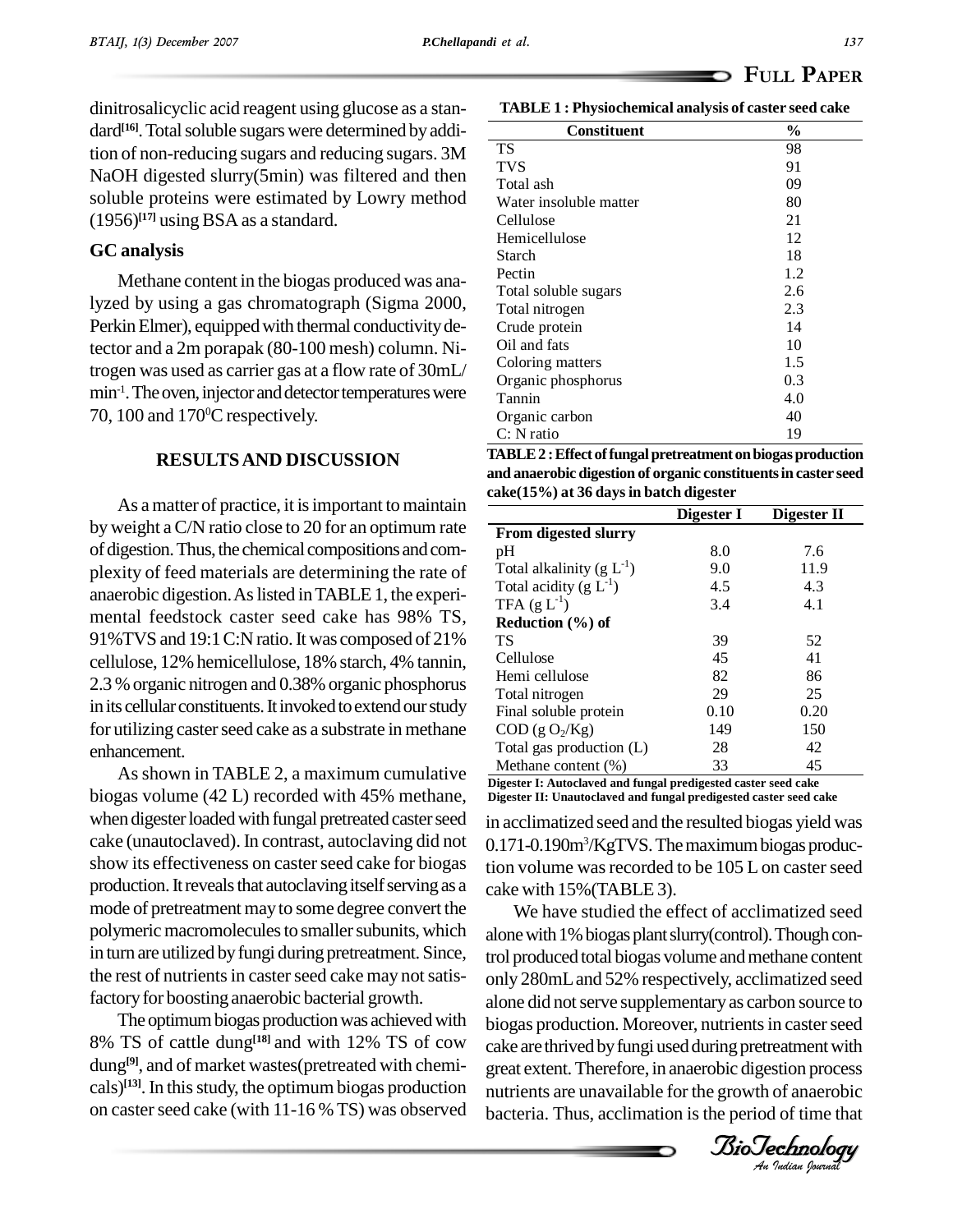dinitrosalicyclic acid reagent using glucose as a standard[16]. Total soluble sugars were determined by addition of non-reducing sugars and reducing sugars. 3M NaOH digested slurry(5min) was filtered and then soluble proteins were estimated by Lowry method (1956)[17] using BSA as a standard.

### GC analysis

Methane content in the biogas produced was analyzed by using a gas chromatograph (Sigma 2000, Perkin Elmer), equipped with thermal conductivity detector and a 2m porapak (80-100 mesh) column. Nitrogen was used as carrier gas at a flow rate of 30mL/min$^{-1}$. The oven, injector and detector temperatures were 70, 100 and 170$^0$C respectively.

## RESULTS AND DISCUSSION

As a matter of practice, it is important to maintain by weight a C/N ratio close to 20 for an optimum rate of digestion. Thus, the chemical compositions and complexity of feed materials are determining the rate of anaerobic digestion. As listed in TABLE 1, the experimental feedstock caster seed cake has 98% TS, 91%TVS and 19:1 C:N ratio. It was composed of 21% cellulose, 12% hemicellulose, 18% starch, 4% tannin, 2.3 % organic nitrogen and 0.38% organic phosphorus in its cellular constituents. It invoked to extend our study for utilizing caster seed cake as a substrate in methane enhancement.

As shown in TABLE 2, a maximum cumulative biogas volume (42 L) recorded with 45% methane, when digester loaded with fungal pretreated caster seed cake (unautoclaved). In contrast, autoclaving did not show its effectiveness on caster seed cake for biogas production. It reveals that autoclaving itself serving as a mode of pretreatment may to some degree convert the polymeric macromolecules to smaller subunits, which in turn are utilized by fungi during pretreatment. Since, the rest of nutrients in caster seed cake may not satisfactory for boosting anaerobic bacterial growth.

The optimum biogas production was achieved with 8% TS of cattle dung[18] and with 12% TS of cow dung[9], and of market wastes(pretreated with chemicals)[13]. In this study, the optimum biogas production on caster seed cake (with 11-16 % TS) was observed in acclimatized seed and the resulted biogas yield was 0.171-0.190m$^3$/KgTVS. The maximum biogas production volume was recorded to be 105 L on caster seed cake with 15%(TABLE 3).

We have studied the effect of acclimatized seed alone with 1% biogas plant slurry(control). Though control produced total biogas volume and methane content only 280mL and 52% respectively, acclimatized seed alone did not serve supplementary as carbon source to biogas production. Moreover, nutrients in caster seed cake are thrived by fungi used during pretreatment with great extent. Therefore, in anaerobic digestion process nutrients are unavailable for the growth of anaerobic bacteria. Thus, acclimation is the period of time that

**TABLE 1 : Physiochemical analysis of caster seed cake**

| Constituent | % |
|---|---|
| TS | 98 |
| TVS | 91 |
| Total ash | 09 |
| Water insoluble matter | 80 |
| Cellulose | 21 |
| Hemicellulose | 12 |
| Starch | 18 |
| Pectin | 1.2 |
| Total soluble sugars | 2.6 |
| Total nitrogen | 2.3 |
| Crude protein | 14 |
| Oil and fats | 10 |
| Coloring matters | 1.5 |
| Organic phosphorus | 0.3 |
| Tannin | 4.0 |
| Organic carbon | 40 |
| C: N ratio | 19 |

**TABLE 2 : Effect of fungal pretreatment on biogas production and anaerobic digestion of organic constituents in caster seed cake(15%) at 36 days in batch digester**

| | Digester I | Digester II |
|---|---|---|
| **From digested slurry** | | |
| pH | 8.0 | 7.6 |
| Total alkalinity (g $L^{-1}$) | 9.0 | 11.9 |
| Total acidity (g $L^{-1}$) | 4.5 | 4.3 |
| TFA (g $L^{-1}$) | 3.4 | 4.1 |
| **Reduction (%) of** | | |
| TS | 39 | 52 |
| Cellulose | 45 | 41 |
| Hemi cellulose | 82 | 86 |
| Total nitrogen | 29 | 25 |
| Final soluble protein | 0.10 | 0.20 |
| COD (g $O_2$/Kg) | 149 | 150 |
| Total gas production (L) | 28 | 42 |
| Methane content (%) | 33 | 45 |

**Digester I: Autoclaved and fungal predigested caster seed cake**
**Digester II: Unautoclaved and fungal predigested caster seed cake**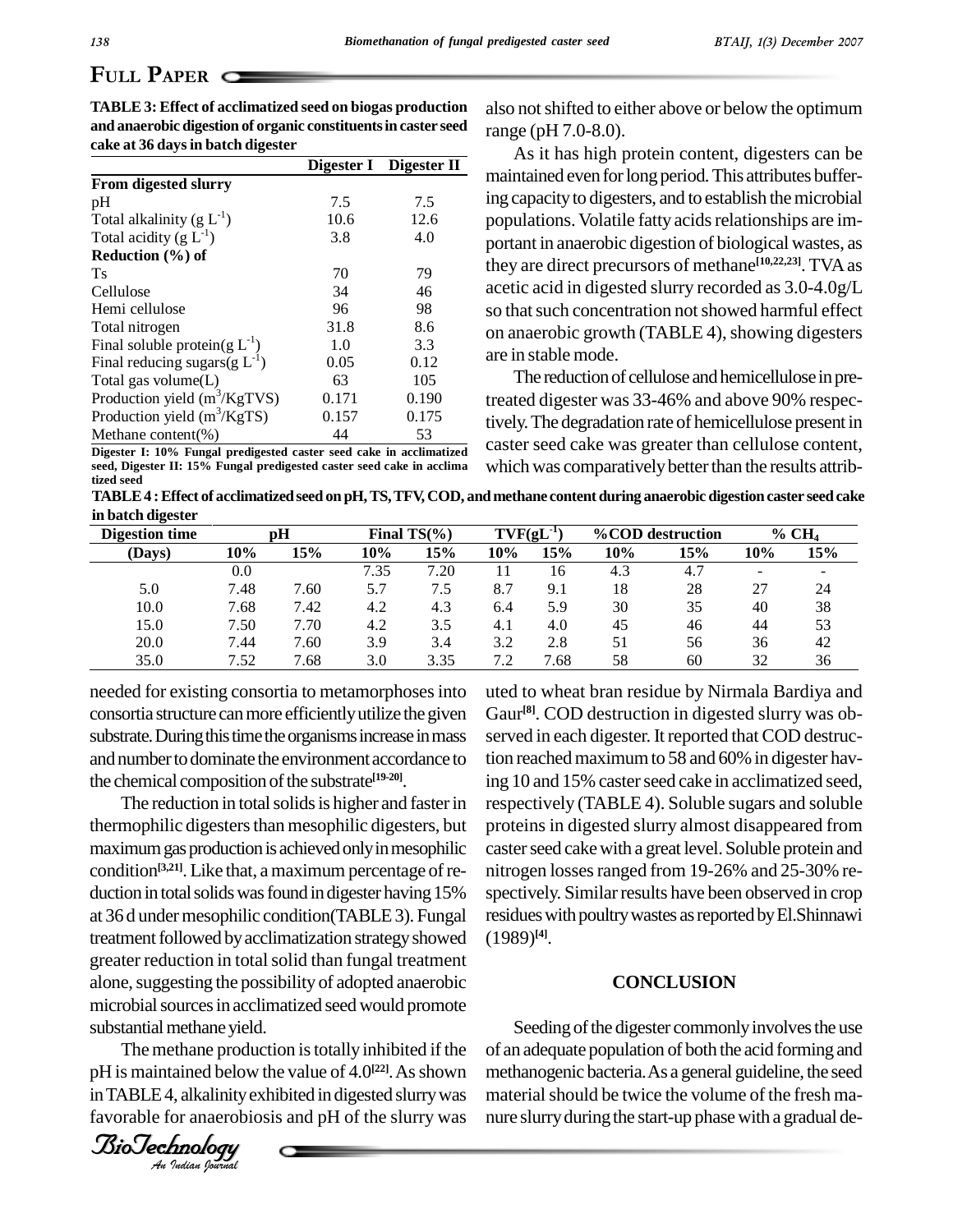**TABLE 3: Effect of acclimatized seed on biogas production and anaerobic digestion of organic constituents in caster seed cake at 36 days in batch digester**

| | Digester I | Digester II |
|---|---|---|
| **From digested slurry** | | |
| pH | 7.5 | 7.5 |
| Total alkalinity (g $L^{-1}$) | 10.6 | 12.6 |
| Total acidity (g $L^{-1}$) | 3.8 | 4.0 |
| **Reduction (%) of** | | |
| Ts | 70 | 79 |
| Cellulose | 34 | 46 |
| Hemi cellulose | 96 | 98 |
| Total nitrogen | 31.8 | 8.6 |
| Final soluble protein(g $L^{-1}$) | 1.0 | 3.3 |
| Final reducing sugars(g $L^{-1}$) | 0.05 | 0.12 |
| Total gas volume(L) | 63 | 105 |
| Production yield ($m^3$/KgTVS) | 0.171 | 0.190 |
| Production yield ($m^3$/KgTS) | 0.157 | 0.175 |
| Methane content(%) | 44 | 53 |

Digester I: 10% Fungal predigested caster seed cake in acclimatized seed, Digester II: 15% Fungal predigested caster seed cake in acclima tized seed

also not shifted to either above or below the optimum range (pH 7.0-8.0).

As it has high protein content, digesters can be maintained even for long period. This attributes buffering capacity to digesters, and to establish the microbial populations. Volatile fatty acids relationships are important in anaerobic digestion of biological wastes, as they are direct precursors of methane[10,22,23]. TVA as acetic acid in digested slurry recorded as 3.0-4.0g/L so that such concentration not showed harmful effect on anaerobic growth (TABLE 4), showing digesters are in stable mode.

The reduction of cellulose and hemicellulose in pretreated digester was 33-46% and above 90% respectively. The degradation rate of hemicellulose present in caster seed cake was greater than cellulose content, which was comparatively better than the results attributed to wheat bran residue by Nirmala Bardiya and Gaur[8]. COD destruction in digested slurry was observed in each digester. It reported that COD destruction reached maximum to 58 and 60% in digester having 10 and 15% caster seed cake in acclimatized seed, respectively (TABLE 4). Soluble sugars and soluble proteins in digested slurry almost disappeared from caster seed cake with a great level. Soluble protein and nitrogen losses ranged from 19-26% and 25-30% respectively. Similar results have been observed in crop residues with poultry wastes as reported by El.Shinnawi (1989)[4].

**TABLE 4 : Effect of acclimatized seed on pH, TS, TFV, COD, and methane content during anaerobic digestion caster seed cake in batch digester**

| Digestion time | pH | | Final TS(%) | | TVF($gL^{-1}$) | | %COD destruction | | % $CH_4$ | |
|---|---|---|---|---|---|---|---|---|---|---|
| (Days) | 10% | 15% | 10% | 15% | 10% | 15% | 10% | 15% | 10% | 15% |
| | 0.0 | | 7.35 | 7.20 | 11 | 16 | 4.3 | 4.7 | - | - |
| 5.0 | 7.48 | 7.60 | 5.7 | 7.5 | 8.7 | 9.1 | 18 | 28 | 27 | 24 |
| 10.0 | 7.68 | 7.42 | 4.2 | 4.3 | 6.4 | 5.9 | 30 | 35 | 40 | 38 |
| 15.0 | 7.50 | 7.70 | 4.2 | 3.5 | 4.1 | 4.0 | 45 | 46 | 44 | 53 |
| 20.0 | 7.44 | 7.60 | 3.9 | 3.4 | 3.2 | 2.8 | 51 | 56 | 36 | 42 |
| 35.0 | 7.52 | 7.68 | 3.0 | 3.35 | 7.2 | 7.68 | 58 | 60 | 32 | 36 |

needed for existing consortia to metamorphoses into consortia structure can more efficiently utilize the given substrate. During this time the organisms increase in mass and number to dominate the environment accordance to the chemical composition of the substrate[19-20].

The reduction in total solids is higher and faster in thermophilic digesters than mesophilic digesters, but maximum gas production is achieved only in mesophilic condition[3,21]. Like that, a maximum percentage of reduction in total solids was found in digester having 15% at 36 d under mesophilic condition(TABLE 3). Fungal treatment followed by acclimatization strategy showed greater reduction in total solid than fungal treatment alone, suggesting the possibility of adopted anaerobic microbial sources in acclimatized seed would promote substantial methane yield.

The methane production is totally inhibited if the pH is maintained below the value of 4.0[22]. As shown in TABLE 4, alkalinity exhibited in digested slurry was favorable for anaerobiosis and pH of the slurry was

## CONCLUSION

Seeding of the digester commonly involves the use of an adequate population of both the acid forming and methanogenic bacteria. As a general guideline, the seed material should be twice the volume of the fresh manure slurry during the start-up phase with a gradual de-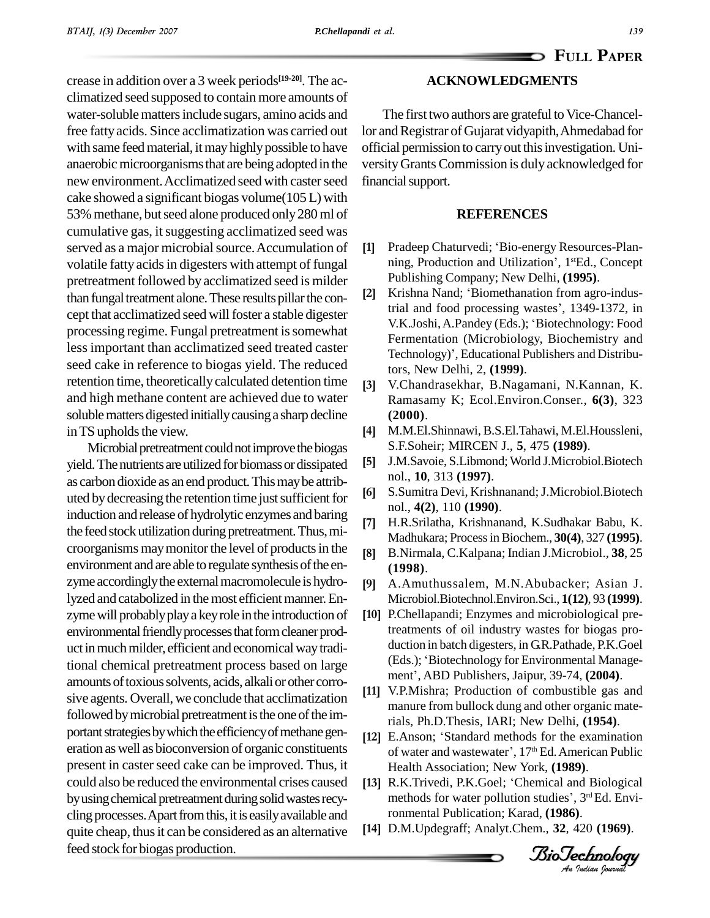crease in addition over a 3 week periods[19-20]. The acclimatized seed supposed to contain more amounts of water-soluble matters include sugars, amino acids and free fatty acids. Since acclimatization was carried out with same feed material, it may highly possible to have anaerobic microorganisms that are being adopted in the new environment. Acclimatized seed with caster seed cake showed a significant biogas volume(105 L) with 53% methane, but seed alone produced only 280 ml of cumulative gas, it suggesting acclimatized seed was served as a major microbial source. Accumulation of volatile fatty acids in digesters with attempt of fungal pretreatment followed by acclimatized seed is milder than fungal treatment alone. These results pillar the concept that acclimatized seed will foster a stable digester processing regime. Fungal pretreatment is somewhat less important than acclimatized seed treated caster seed cake in reference to biogas yield. The reduced retention time, theoretically calculated detention time and high methane content are achieved due to water soluble matters digested initially causing a sharp decline in TS upholds the view.

Microbial pretreatment could not improve the biogas yield. The nutrients are utilized for biomass or dissipated as carbon dioxide as an end product. This may be attributed by decreasing the retention time just sufficient for induction and release of hydrolytic enzymes and baring the feed stock utilization during pretreatment. Thus, microorganisms may monitor the level of products in the environment and are able to regulate synthesis of the enzyme accordingly the external macromolecule is hydrolyzed and catabolized in the most efficient manner. Enzyme will probably play a key role in the introduction of environmental friendly processes that form cleaner product in much milder, efficient and economical way traditional chemical pretreatment process based on large amounts of toxious solvents, acids, alkali or other corrosive agents. Overall, we conclude that acclimatization followed by microbial pretreatment is the one of the important strategies by which the efficiency of methane generation as well as bioconversion of organic constituents present in caster seed cake can be improved. Thus, it could also be reduced the environmental crises caused by using chemical pretreatment during solid wastes recycling processes. Apart from this, it is easily available and quite cheap, thus it can be considered as an alternative feed stock for biogas production.

## ACKNOWLEDGMENTS

The first two authors are grateful to Vice-Chancellor and Registrar of Gujarat vidyapith, Ahmedabad for official permission to carry out this investigation. University Grants Commission is duly acknowledged for financial support.

## REFERENCES

- **[1]** Pradeep Chaturvedi; 'Bio-energy Resources-Planning, Production and Utilization', 1st Ed., Concept Publishing Company; New Delhi, **(1995)**.
- **[2]** Krishna Nand; 'Biomethanation from agro-industrial and food processing wastes', 1349-1372, in V.K.Joshi, A.Pandey (Eds.); 'Biotechnology: Food Fermentation (Microbiology, Biochemistry and Technology)', Educational Publishers and Distributors, New Delhi, 2, **(1999)**.
- **[3]** V.Chandrasekhar, B.Nagamani, N.Kannan, K. Ramasamy K; Ecol.Environ.Conser., **6(3)**, 323 **(2000)**.
- **[4]** M.M.El.Shinnawi, B.S.El.Tahawi, M.El.Houssleni, S.F.Soheir; MIRCEN J., **5**, 475 **(1989)**.
- **[5]** J.M.Savoie, S.Libmond; World J.Microbiol.Biotechnol., **10**, 313 **(1997)**.
- **[6]** S.Sumitra Devi, Krishnanand; J.Microbiol.Biotechnol., **4(2)**, 110 **(1990)**.
- **[7]** H.R.Srilatha, Krishnanand, K.Sudhakar Babu, K. Madhukara; Process in Biochem., **30(4)**, 327 **(1995)**.
- **[8]** B.Nirmala, C.Kalpana; Indian J.Microbiol., **38**, 25 **(1998)**.
- **[9]** A.Amuthussalem, M.N.Abubacker; Asian J. Microbiol.Biotechnol.Environ.Sci., **1(12)**, 93 **(1999)**.
- **[10]** P.Chellapandi; Enzymes and microbiological pretreatments of oil industry wastes for biogas production in batch digesters, in G.R.Pathade, P.K.Goel (Eds.); 'Biotechnology for Environmental Management', ABD Publishers, Jaipur, 39-74, **(2004)**.
- **[11]** V.P.Mishra; Production of combustible gas and manure from bullock dung and other organic materials, Ph.D.Thesis, IARI; New Delhi, **(1954)**.
- **[12]** E.Anson; 'Standard methods for the examination of water and wastewater', 17th Ed. American Public Health Association; New York, **(1989)**.
- **[13]** R.K.Trivedi, P.K.Goel; 'Chemical and Biological methods for water pollution studies', 3rd Ed. Environmental Publication; Karad, **(1986)**.
- **[14]** D.M.Updegraff; Analyt.Chem., **32**, 420 **(1969)**.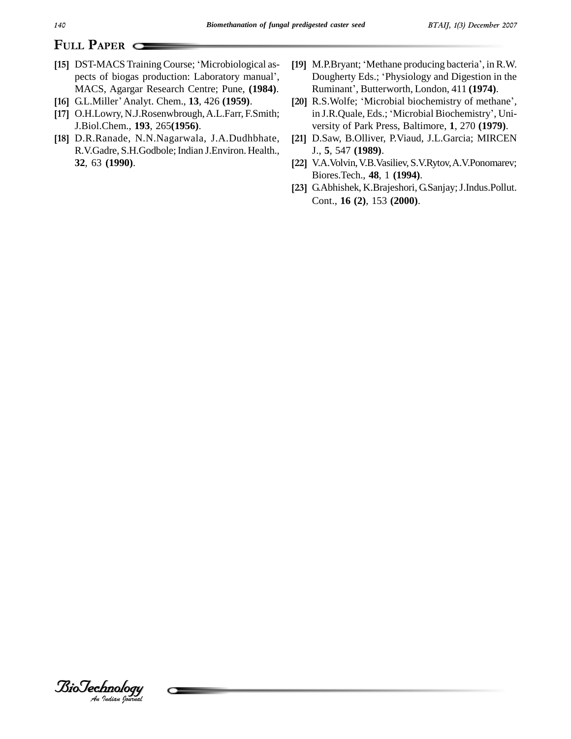**[15]** DST-MACS Training Course; 'Microbiological aspects of biogas production: Laboratory manual', MACS, Agargar Research Centre; Pune, **(1984)**.

**[16]** G.L.Miller' Analyt. Chem., **13**, 426 **(1959)**.

**[17]** O.H.Lowry, N.J.Rosenwbrough, A.L.Farr, F.Smith; J.Biol.Chem., **193**, 265**(1956)**.

**[18]** D.R.Ranade, N.N.Nagarwala, J.A.Dudhbhate, R.V.Gadre, S.H.Godbole; Indian J.Environ. Health., **32**, 63 **(1990)**.

**[19]** M.P.Bryant; 'Methane producing bacteria', in R.W. Dougherty Eds.; 'Physiology and Digestion in the Ruminant', Butterworth, London, 411 **(1974)**.

**[20]** R.S.Wolfe; 'Microbial biochemistry of methane', in J.R.Quale, Eds.; 'Microbial Biochemistry', University of Park Press, Baltimore, **1**, 270 **(1979)**.

**[21]** D.Saw, B.Olliver, P.Viaud, J.L.Garcia; MIRCEN J., **5**, 547 **(1989)**.

**[22]** V.A.Volvin, V.B.Vasiliev, S.V.Rytov, A.V.Ponomarev; Biores.Tech., **48**, 1 **(1994)**.

**[23]** G.Abhishek, K.Brajeshori, G.Sanjay; J.Indus.Pollut. Cont., **16 (2)**, 153 **(2000)**.